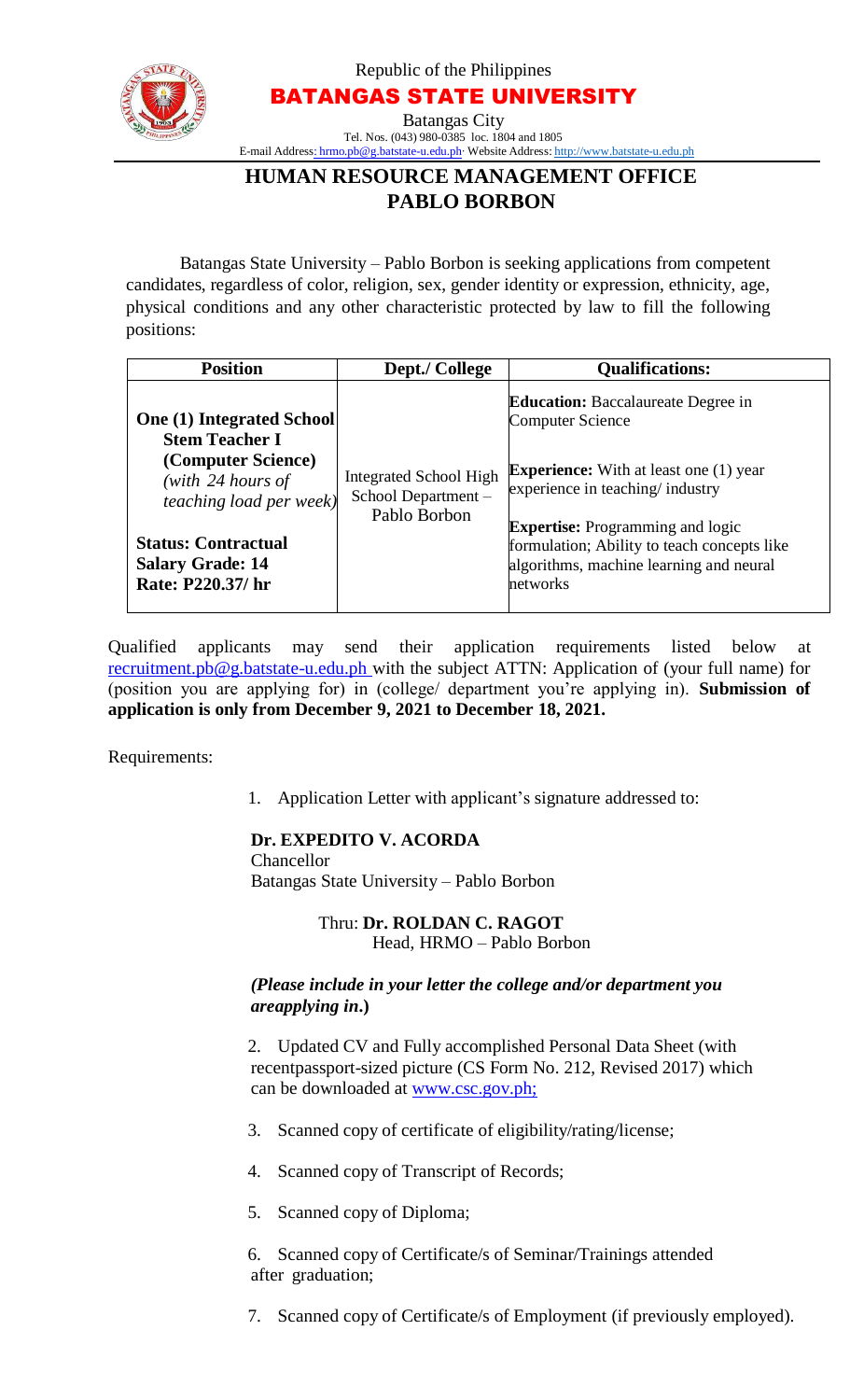Republic of the Philippines

**BATANGAS STATE UNIVERSITY**

Batangas City

Tel. Nos. (043) 980-0385 loc. 1804 and 1805

E-mail Address: hrmo.pb@g.batstate-u.edu.ph· Website Address: http://www.batstate-u.edu.ph

# HUMAN RESOURCE MANAGEMENT OFFICE
# PABLO BORBON

Batangas State University – Pablo Borbon is seeking applications from competent candidates, regardless of color, religion, sex, gender identity or expression, ethnicity, age, physical conditions and any other characteristic protected by law to fill the following positions:

| Position | Dept./ College | Qualifications: |
|---|---|---|
| **One (1) Integrated School Stem Teacher I (Computer Science)** *(with 24 hours of teaching load per week)*<br><br>**Status: Contractual**<br>**Salary Grade: 14**<br>**Rate: P220.37/ hr** | Integrated School High School Department – Pablo Borbon | **Education:** Baccalaureate Degree in Computer Science<br><br>**Experience:** With at least one (1) year experience in teaching/ industry<br><br>**Expertise:** Programming and logic formulation; Ability to teach concepts like algorithms, machine learning and neural networks |

Qualified applicants may send their application requirements listed below at recruitment.pb@g.batstate-u.edu.ph with the subject ATTN: Application of (your full name) for (position you are applying for) in (college/ department you're applying in). **Submission of application is only from December 9, 2021 to December 18, 2021.**

Requirements:

1. Application Letter with applicant's signature addressed to:

   **Dr. EXPEDITO V. ACORDA**
   Chancellor
   Batangas State University – Pablo Borbon

   Thru: **Dr. ROLDAN C. RAGOT**
   Head, HRMO – Pablo Borbon

   ***(Please include in your letter the college and/or department you areapplying in.)***

2. Updated CV and Fully accomplished Personal Data Sheet (with recentpassport-sized picture (CS Form No. 212, Revised 2017) which can be downloaded at www.csc.gov.ph;

3. Scanned copy of certificate of eligibility/rating/license;

4. Scanned copy of Transcript of Records;

5. Scanned copy of Diploma;

6. Scanned copy of Certificate/s of Seminar/Trainings attended after graduation;

7. Scanned copy of Certificate/s of Employment (if previously employed).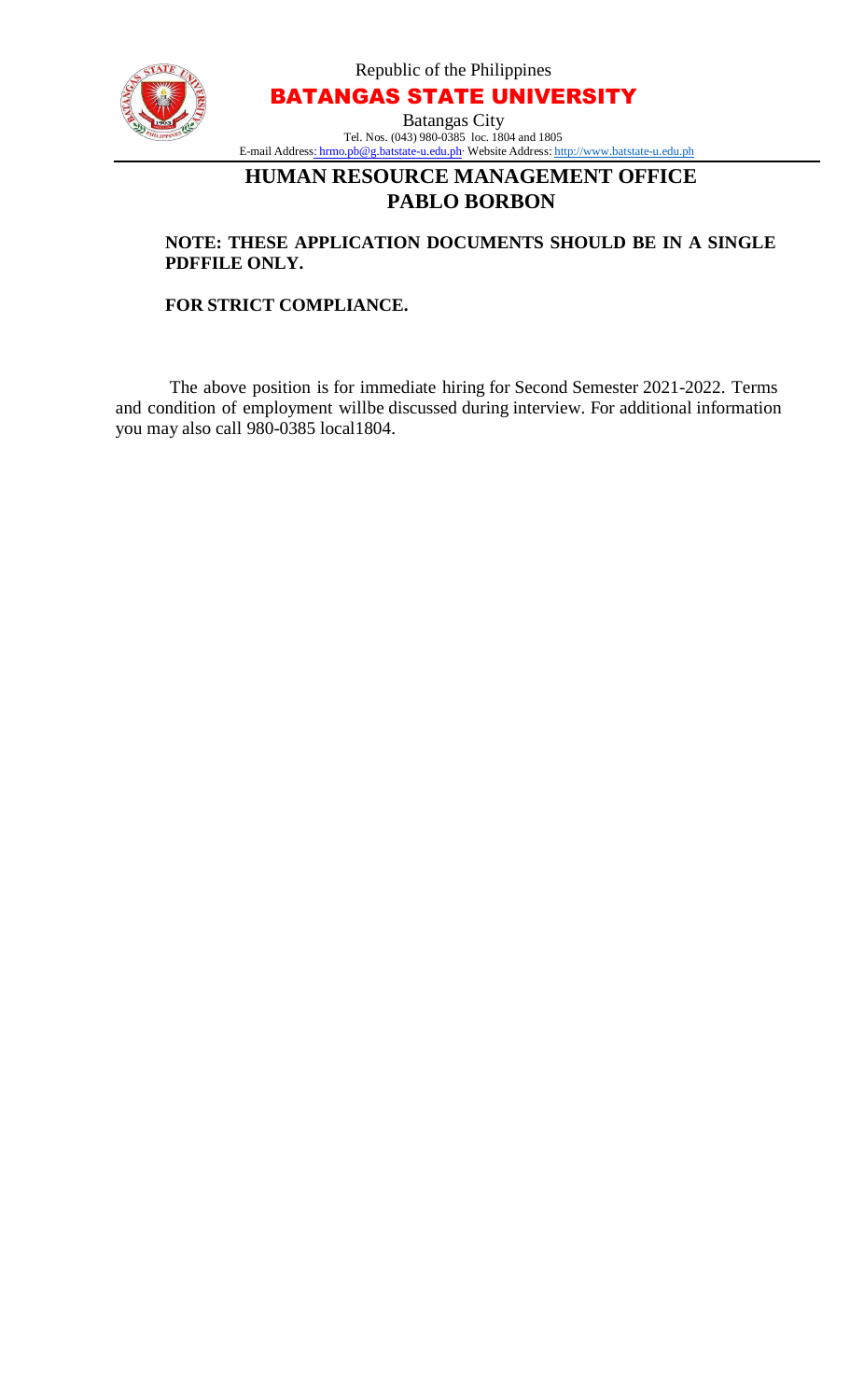Republic of the Philippines

**BATANGAS STATE UNIVERSITY**

Batangas City

Tel. Nos. (043) 980-0385 loc. 1804 and 1805

E-mail Address: hrmo.pb@g.batstate-u.edu.ph· Website Address: http://www.batstate-u.edu.ph

## HUMAN RESOURCE MANAGEMENT OFFICE
## PABLO BORBON

**NOTE: THESE APPLICATION DOCUMENTS SHOULD BE IN A SINGLE PDFFILE ONLY.**

**FOR STRICT COMPLIANCE.**

The above position is for immediate hiring for Second Semester 2021-2022. Terms and condition of employment willbe discussed during interview. For additional information you may also call 980-0385 local1804.